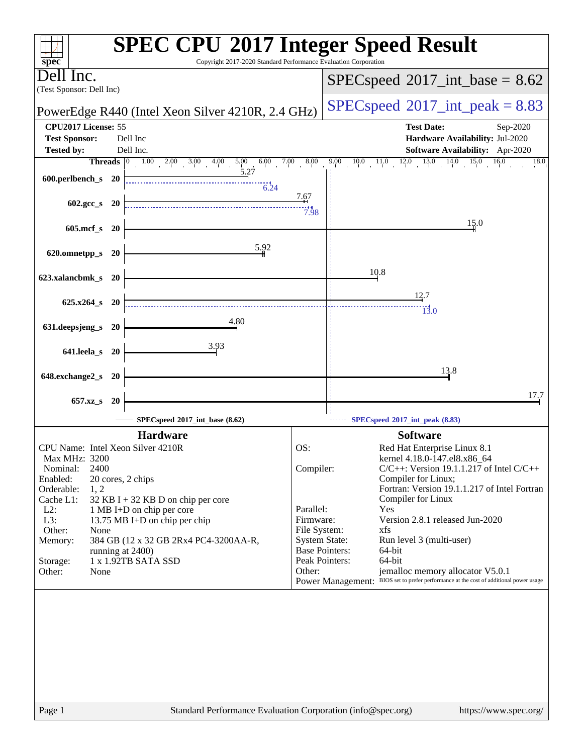# SPEC CPU 2017 Integer Speed Result

Copyright 2017-2020 Standard Performance Evaluation Corporation

**Dell Inc.**
(Test Sponsor: Dell Inc)

**PowerEdge R440 (Intel Xeon Silver 4210R, 2.4 GHz)**

SPECspeed 2017_int_base = 8.62

SPECspeed 2017_int_peak = 8.83

| | | | |
|---|---|---|---|
| **CPU2017 License:** | 55 | **Test Date:** | Sep-2020 |
| **Test Sponsor:** | Dell Inc | **Hardware Availability:** | Jul-2020 |
| **Tested by:** | Dell Inc. | **Software Availability:** | Apr-2020 |

| Benchmark | Threads | Base | Peak |
|---|---|---|---|
| 600.perlbench_s | 20 | 5.27 | 6.24 |
| 602.gcc_s | 20 | 7.67 | 7.98 |
| 605.mcf_s | 20 | 15.0 | |
| 620.omnetpp_s | 20 | 5.92 | |
| 623.xalancbmk_s | 20 | 10.8 | |
| 625.x264_s | 20 | 12.7 | 13.0 |
| 631.deepsjeng_s | 20 | 4.80 | |
| 641.leela_s | 20 | 3.93 | |
| 648.exchange2_s | 20 | 13.8 | |
| 657.xz_s | 20 | 17.7 | |

SPECspeed 2017_int_base (8.62) — SPECspeed 2017_int_peak (8.83)

## Hardware

| | |
|---|---|
| CPU Name: | Intel Xeon Silver 4210R |
| Max MHz: | 3200 |
| Nominal: | 2400 |
| Enabled: | 20 cores, 2 chips |
| Orderable: | 1, 2 |
| Cache L1: | 32 KB I + 32 KB D on chip per core |
| L2: | 1 MB I+D on chip per core |
| L3: | 13.75 MB I+D on chip per chip |
| Other: | None |
| Memory: | 384 GB (12 x 32 GB 2Rx4 PC4-3200AA-R, running at 2400) |
| Storage: | 1 x 1.92TB SATA SSD |
| Other: | None |

## Software

| | |
|---|---|
| OS: | Red Hat Enterprise Linux 8.1 kernel 4.18.0-147.el8.x86_64 |
| Compiler: | C/C++: Version 19.1.1.217 of Intel C/C++ Compiler for Linux; Fortran: Version 19.1.1.217 of Intel Fortran Compiler for Linux |
| Parallel: | Yes |
| Firmware: | Version 2.8.1 released Jun-2020 |
| File System: | xfs |
| System State: | Run level 3 (multi-user) |
| Base Pointers: | 64-bit |
| Peak Pointers: | 64-bit |
| Other: | jemalloc memory allocator V5.0.1 |
| Power Management: | BIOS set to prefer performance at the cost of additional power usage |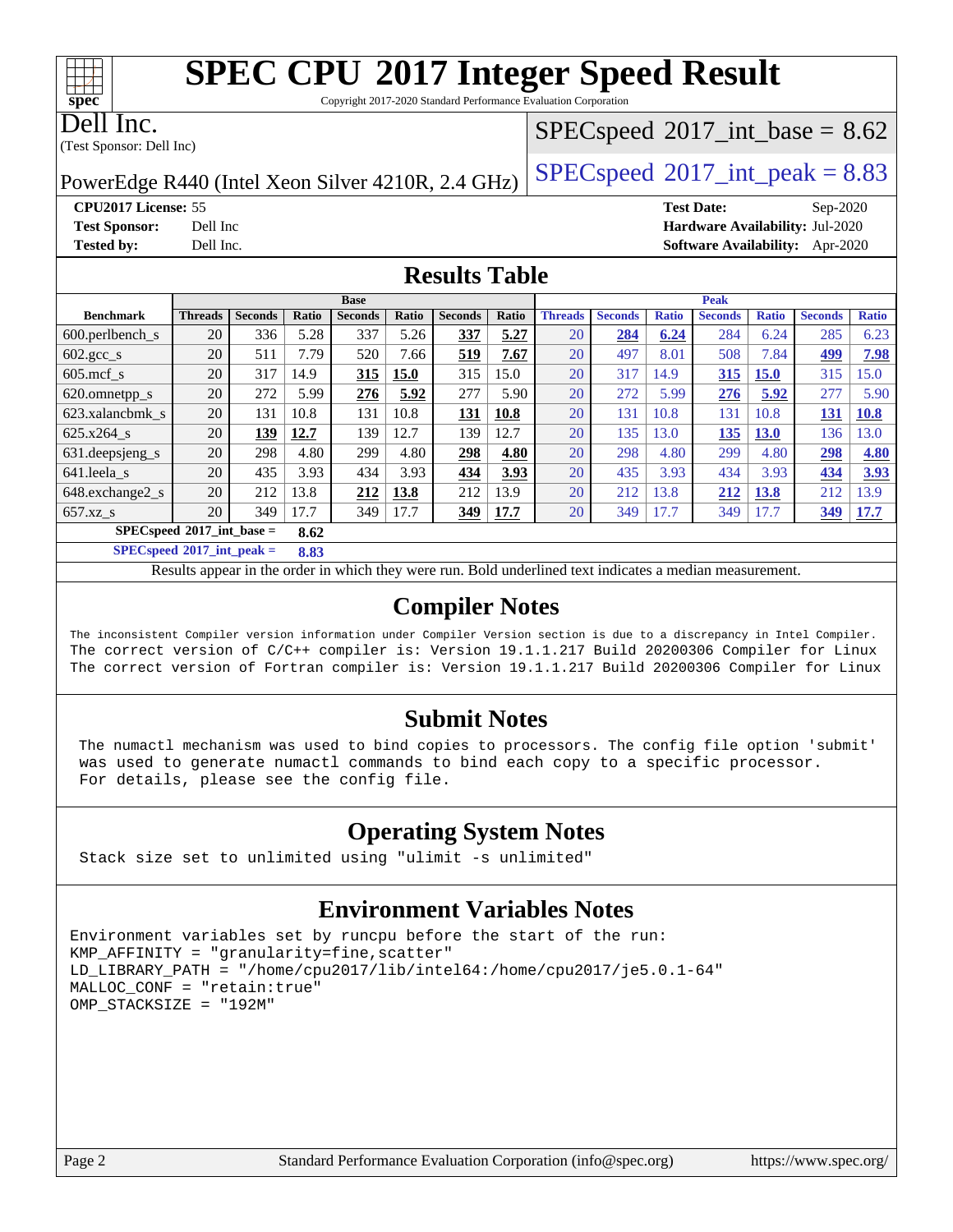# SPEC CPU 2017 Integer Speed Result

Copyright 2017-2020 Standard Performance Evaluation Corporation

**Dell Inc.**
(Test Sponsor: Dell Inc)

PowerEdge R440 (Intel Xeon Silver 4210R, 2.4 GHz)

SPECspeed 2017_int_base = 8.62

SPECspeed 2017_int_peak = 8.83

**CPU2017 License:** 55
**Test Sponsor:** Dell Inc
**Tested by:** Dell Inc.

**Test Date:** Sep-2020
**Hardware Availability:** Jul-2020
**Software Availability:** Apr-2020

## Results Table

| | Base | | | | | | | Peak | | | | | | |
|---|---|---|---|---|---|---|---|---|---|---|---|---|---|---|
| **Benchmark** | **Threads** | **Seconds** | **Ratio** | **Seconds** | **Ratio** | **Seconds** | **Ratio** | **Threads** | **Seconds** | **Ratio** | **Seconds** | **Ratio** | **Seconds** | **Ratio** |
| 600.perlbench_s | 20 | 336 | 5.28 | 337 | 5.26 | **337** | **5.27** | 20 | **284** | **6.24** | 284 | 6.24 | 285 | 6.23 |
| 602.gcc_s | 20 | 511 | 7.79 | 520 | 7.66 | **519** | **7.67** | 20 | 497 | 8.01 | 508 | 7.84 | **499** | **7.98** |
| 605.mcf_s | 20 | 317 | 14.9 | **315** | **15.0** | 315 | 15.0 | 20 | 317 | 14.9 | **315** | **15.0** | 315 | 15.0 |
| 620.omnetpp_s | 20 | 272 | 5.99 | **276** | **5.92** | 277 | 5.90 | 20 | 272 | 5.99 | **276** | **5.92** | 277 | 5.90 |
| 623.xalancbmk_s | 20 | 131 | 10.8 | 131 | 10.8 | **131** | **10.8** | 20 | 131 | 10.8 | 131 | 10.8 | **131** | **10.8** |
| 625.x264_s | 20 | **139** | **12.7** | 139 | 12.7 | 139 | 12.7 | 20 | 135 | 13.0 | **135** | **13.0** | 136 | 13.0 |
| 631.deepsjeng_s | 20 | 298 | 4.80 | 299 | 4.80 | **298** | **4.80** | 20 | 298 | 4.80 | 299 | 4.80 | **298** | **4.80** |
| 641.leela_s | 20 | 435 | 3.93 | 434 | 3.93 | **434** | **3.93** | 20 | 435 | 3.93 | 434 | 3.93 | **434** | **3.93** |
| 648.exchange2_s | 20 | 212 | 13.8 | **212** | **13.8** | 212 | 13.9 | 20 | 212 | 13.8 | **212** | **13.8** | 212 | 13.9 |
| 657.xz_s | 20 | 349 | 17.7 | 349 | 17.7 | **349** | **17.7** | 20 | 349 | 17.7 | 349 | 17.7 | **349** | **17.7** |

**SPECspeed 2017_int_base = 8.62**

**SPECspeed 2017_int_peak = 8.83**

Results appear in the order in which they were run. Bold underlined text indicates a median measurement.

## Compiler Notes

```
The inconsistent Compiler version information under Compiler Version section is due to a discrepancy in Intel Compiler.
The correct version of C/C++ compiler is: Version 19.1.1.217 Build 20200306 Compiler for Linux
The correct version of Fortran compiler is: Version 19.1.1.217 Build 20200306 Compiler for Linux
```

## Submit Notes

```
The numactl mechanism was used to bind copies to processors. The config file option 'submit'
was used to generate numactl commands to bind each copy to a specific processor.
For details, please see the config file.
```

## Operating System Notes

```
Stack size set to unlimited using "ulimit -s unlimited"
```

## Environment Variables Notes

```
Environment variables set by runcpu before the start of the run:
KMP_AFFINITY = "granularity=fine,scatter"
LD_LIBRARY_PATH = "/home/cpu2017/lib/intel64:/home/cpu2017/je5.0.1-64"
MALLOC_CONF = "retain:true"
OMP_STACKSIZE = "192M"
```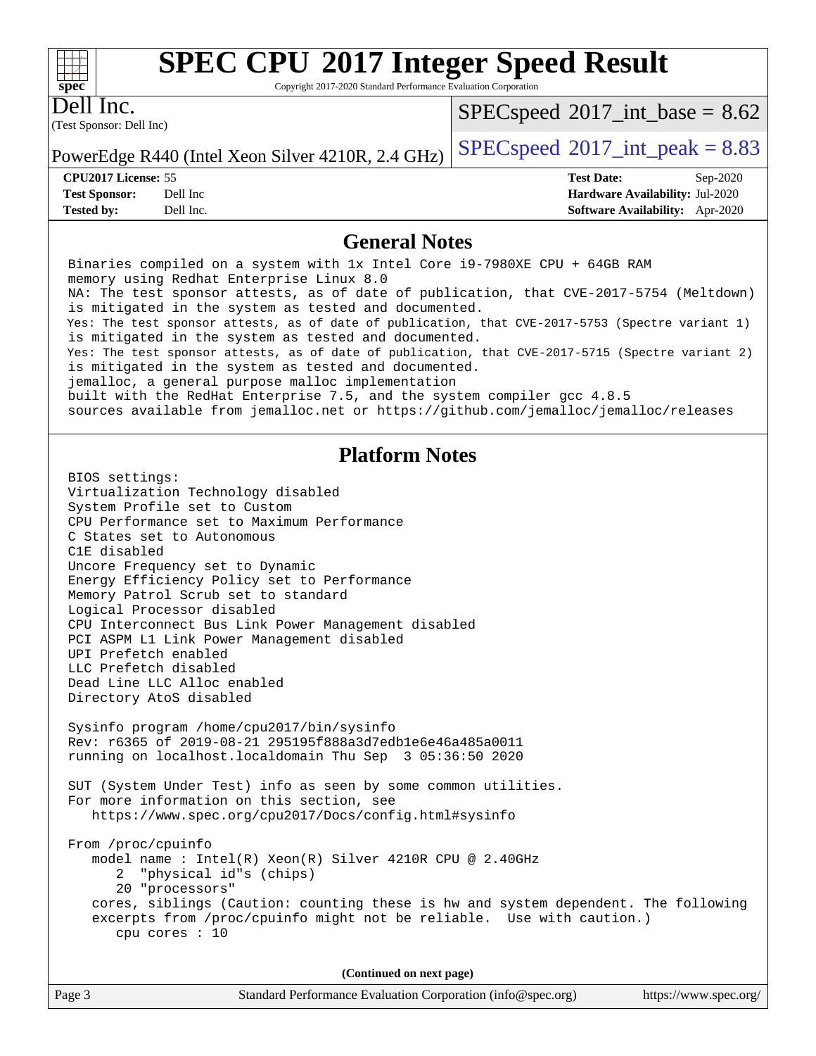# SPEC CPU 2017 Integer Speed Result

Copyright 2017-2020 Standard Performance Evaluation Corporation

Dell Inc.
(Test Sponsor: Dell Inc)

PowerEdge R440 (Intel Xeon Silver 4210R, 2.4 GHz)

SPECspeed 2017_int_base = 8.62

SPECspeed 2017_int_peak = 8.83

| | | | |
|---|---|---|---|
| **CPU2017 License:** | 55 | **Test Date:** | Sep-2020 |
| **Test Sponsor:** | Dell Inc | **Hardware Availability:** | Jul-2020 |
| **Tested by:** | Dell Inc. | **Software Availability:** | Apr-2020 |

## General Notes

```
Binaries compiled on a system with 1x Intel Core i9-7980XE CPU + 64GB RAM
memory using Redhat Enterprise Linux 8.0
NA: The test sponsor attests, as of date of publication, that CVE-2017-5754 (Meltdown)
is mitigated in the system as tested and documented.
Yes: The test sponsor attests, as of date of publication, that CVE-2017-5753 (Spectre variant 1)
is mitigated in the system as tested and documented.
Yes: The test sponsor attests, as of date of publication, that CVE-2017-5715 (Spectre variant 2)
is mitigated in the system as tested and documented.
jemalloc, a general purpose malloc implementation
built with the RedHat Enterprise 7.5, and the system compiler gcc 4.8.5
sources available from jemalloc.net or https://github.com/jemalloc/jemalloc/releases
```

## Platform Notes

```
BIOS settings:
Virtualization Technology disabled
System Profile set to Custom
CPU Performance set to Maximum Performance
C States set to Autonomous
C1E disabled
Uncore Frequency set to Dynamic
Energy Efficiency Policy set to Performance
Memory Patrol Scrub set to standard
Logical Processor disabled
CPU Interconnect Bus Link Power Management disabled
PCI ASPM L1 Link Power Management disabled
UPI Prefetch enabled
LLC Prefetch disabled
Dead Line LLC Alloc enabled
Directory AtoS disabled

Sysinfo program /home/cpu2017/bin/sysinfo
Rev: r6365 of 2019-08-21 295195f888a3d7edb1e6e46a485a0011
running on localhost.localdomain Thu Sep  3 05:36:50 2020

SUT (System Under Test) info as seen by some common utilities.
For more information on this section, see
   https://www.spec.org/cpu2017/Docs/config.html#sysinfo

From /proc/cpuinfo
   model name : Intel(R) Xeon(R) Silver 4210R CPU @ 2.40GHz
      2  "physical id"s (chips)
      20 "processors"
   cores, siblings (Caution: counting these is hw and system dependent. The following
   excerpts from /proc/cpuinfo might not be reliable.  Use with caution.)
      cpu cores : 10
```

(Continued on next page)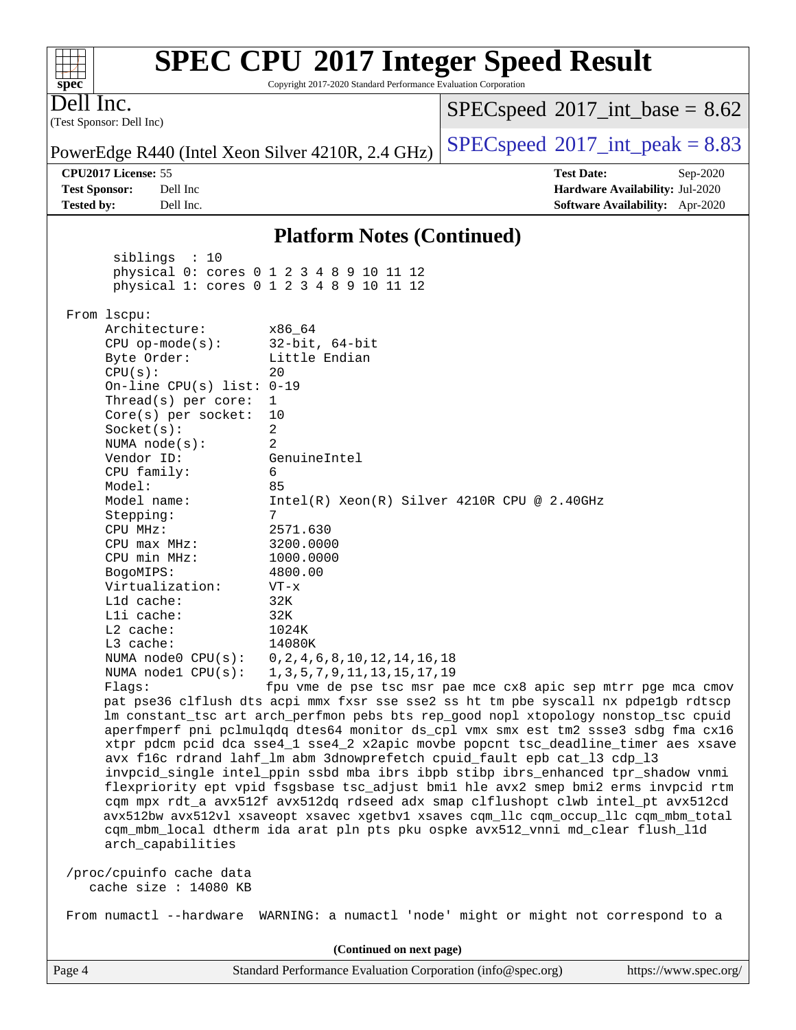## Platform Notes (Continued)

```
      siblings  : 10
      physical 0: cores 0 1 2 3 4 8 9 10 11 12
      physical 1: cores 0 1 2 3 4 8 9 10 11 12

 From lscpu:
      Architecture:        x86_64
      CPU op-mode(s):      32-bit, 64-bit
      Byte Order:          Little Endian
      CPU(s):              20
      On-line CPU(s) list: 0-19
      Thread(s) per core:  1
      Core(s) per socket:  10
      Socket(s):           2
      NUMA node(s):        2
      Vendor ID:           GenuineIntel
      CPU family:          6
      Model:               85
      Model name:          Intel(R) Xeon(R) Silver 4210R CPU @ 2.40GHz
      Stepping:            7
      CPU MHz:             2571.630
      CPU max MHz:         3200.0000
      CPU min MHz:         1000.0000
      BogoMIPS:            4800.00
      Virtualization:      VT-x
      L1d cache:           32K
      L1i cache:           32K
      L2 cache:            1024K
      L3 cache:            14080K
      NUMA node0 CPU(s):   0,2,4,6,8,10,12,14,16,18
      NUMA node1 CPU(s):   1,3,5,7,9,11,13,15,17,19
      Flags:               fpu vme de pse tsc msr pae mce cx8 apic sep mtrr pge mca cmov
      pat pse36 clflush dts acpi mmx fxsr sse sse2 ss ht tm pbe syscall nx pdpe1gb rdtscp
      lm constant_tsc art arch_perfmon pebs bts rep_good nopl xtopology nonstop_tsc cpuid
      aperfmperf pni pclmulqdq dtes64 monitor ds_cpl vmx smx est tm2 ssse3 sdbg fma cx16
      xtpr pdcm pcid dca sse4_1 sse4_2 x2apic movbe popcnt tsc_deadline_timer aes xsave
      avx f16c rdrand lahf_lm abm 3dnowprefetch cpuid_fault epb cat_l3 cdp_l3
      invpcid_single intel_ppin ssbd mba ibrs ibpb stibp ibrs_enhanced tpr_shadow vnmi
      flexpriority ept vpid fsgsbase tsc_adjust bmi1 hle avx2 smep bmi2 erms invpcid rtm
      cqm mpx rdt_a avx512f avx512dq rdseed adx smap clflushopt clwb intel_pt avx512cd
      avx512bw avx512vl xsaveopt xsavec xgetbv1 xsaves cqm_llc cqm_occup_llc cqm_mbm_total
      cqm_mbm_local dtherm ida arat pln pts pku ospke avx512_vnni md_clear flush_l1d
      arch_capabilities

 /proc/cpuinfo cache data
    cache size : 14080 KB

 From numactl --hardware  WARNING: a numactl 'node' might or might not correspond to a
```

(Continued on next page)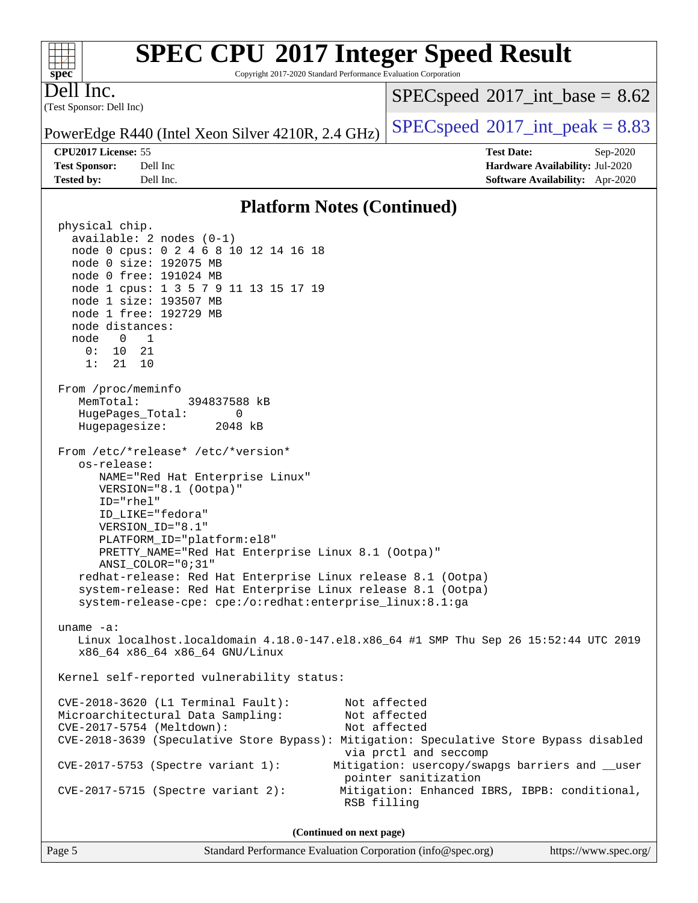# SPEC CPU 2017 Integer Speed Result

Copyright 2017-2020 Standard Performance Evaluation Corporation

**Dell Inc.**
(Test Sponsor: Dell Inc)

PowerEdge R440 (Intel Xeon Silver 4210R, 2.4 GHz)

SPECspeed 2017_int_base = 8.62

SPECspeed 2017_int_peak = 8.83

**CPU2017 License:** 55
**Test Sponsor:** Dell Inc
**Tested by:** Dell Inc.

**Test Date:** Sep-2020
**Hardware Availability:** Jul-2020
**Software Availability:** Apr-2020

## Platform Notes (Continued)

```
physical chip.
  available: 2 nodes (0-1)
  node 0 cpus: 0 2 4 6 8 10 12 14 16 18
  node 0 size: 192075 MB
  node 0 free: 191024 MB
  node 1 cpus: 1 3 5 7 9 11 13 15 17 19
  node 1 size: 193507 MB
  node 1 free: 192729 MB
  node distances:
  node   0   1
    0:  10  21
    1:  21  10

From /proc/meminfo
   MemTotal:       394837588 kB
   HugePages_Total:       0
   Hugepagesize:       2048 kB

From /etc/*release* /etc/*version*
   os-release:
      NAME="Red Hat Enterprise Linux"
      VERSION="8.1 (Ootpa)"
      ID="rhel"
      ID_LIKE="fedora"
      VERSION_ID="8.1"
      PLATFORM_ID="platform:el8"
      PRETTY_NAME="Red Hat Enterprise Linux 8.1 (Ootpa)"
      ANSI_COLOR="0;31"
   redhat-release: Red Hat Enterprise Linux release 8.1 (Ootpa)
   system-release: Red Hat Enterprise Linux release 8.1 (Ootpa)
   system-release-cpe: cpe:/o:redhat:enterprise_linux:8.1:ga

uname -a:
   Linux localhost.localdomain 4.18.0-147.el8.x86_64 #1 SMP Thu Sep 26 15:52:44 UTC 2019
   x86_64 x86_64 x86_64 GNU/Linux

Kernel self-reported vulnerability status:

CVE-2018-3620 (L1 Terminal Fault):         Not affected
Microarchitectural Data Sampling:          Not affected
CVE-2017-5754 (Meltdown):                  Not affected
CVE-2018-3639 (Speculative Store Bypass): Mitigation: Speculative Store Bypass disabled
                                           via prctl and seccomp
CVE-2017-5753 (Spectre variant 1):        Mitigation: usercopy/swapgs barriers and __user
                                           pointer sanitization
CVE-2017-5715 (Spectre variant 2):         Mitigation: Enhanced IBRS, IBPB: conditional,
                                           RSB filling
```

**(Continued on next page)**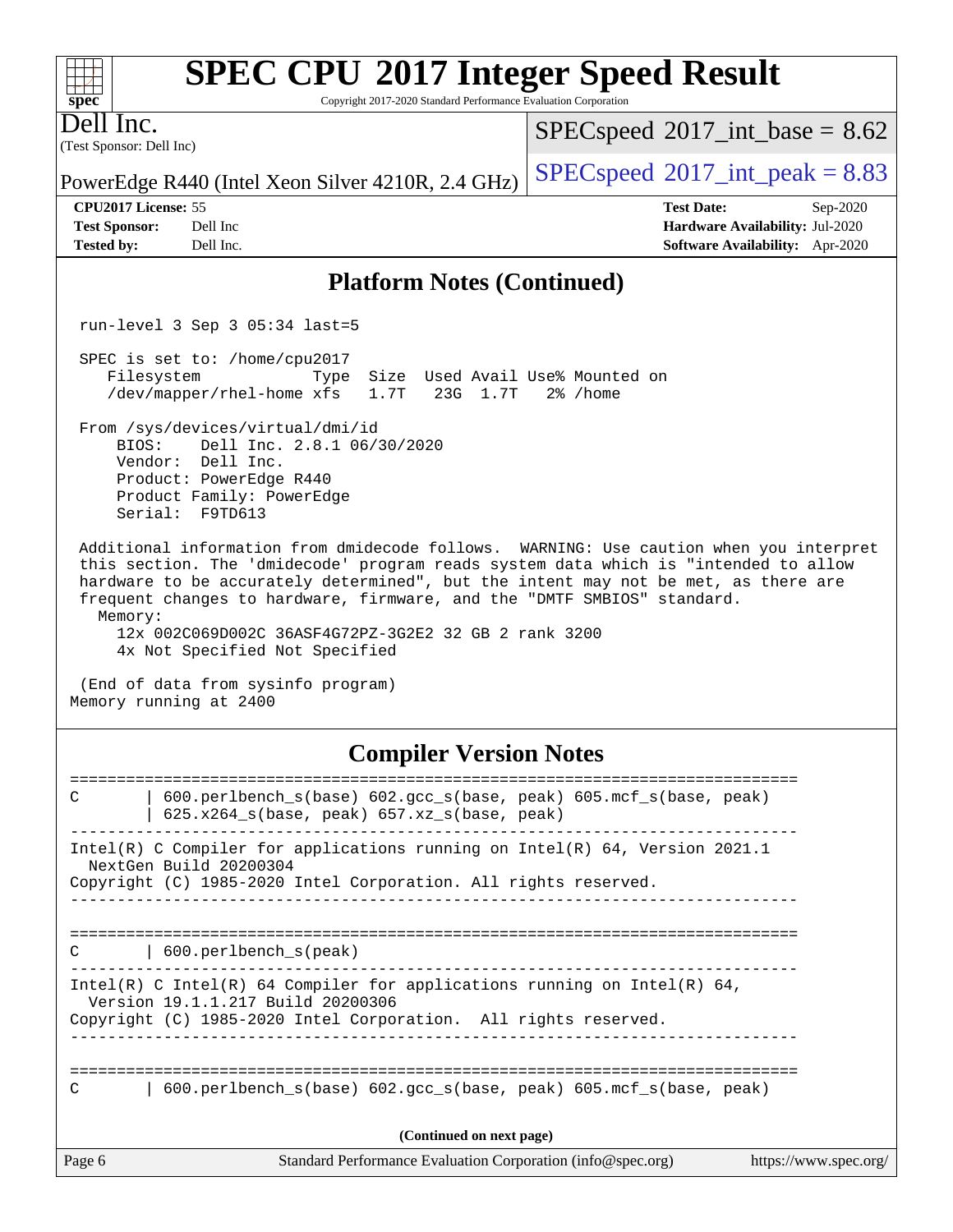## Platform Notes (Continued)

```
 run-level 3 Sep 3 05:34 last=5

 SPEC is set to: /home/cpu2017
    Filesystem            Type  Size  Used Avail Use% Mounted on
    /dev/mapper/rhel-home xfs   1.7T   23G  1.7T   2% /home

 From /sys/devices/virtual/dmi/id
     BIOS:    Dell Inc. 2.8.1 06/30/2020
     Vendor:  Dell Inc.
     Product: PowerEdge R440
     Product Family: PowerEdge
     Serial:  F9TD613

 Additional information from dmidecode follows.  WARNING: Use caution when you interpret
 this section. The 'dmidecode' program reads system data which is "intended to allow
 hardware to be accurately determined", but the intent may not be met, as there are
 frequent changes to hardware, firmware, and the "DMTF SMBIOS" standard.
   Memory:
     12x 002C069D002C 36ASF4G72PZ-3G2E2 32 GB 2 rank 3200
     4x Not Specified Not Specified

 (End of data from sysinfo program)
Memory running at 2400
```

## Compiler Version Notes

```
==============================================================================
C       | 600.perlbench_s(base) 602.gcc_s(base, peak) 605.mcf_s(base, peak)
        | 625.x264_s(base, peak) 657.xz_s(base, peak)
------------------------------------------------------------------------------
Intel(R) C Compiler for applications running on Intel(R) 64, Version 2021.1
  NextGen Build 20200304
Copyright (C) 1985-2020 Intel Corporation. All rights reserved.
------------------------------------------------------------------------------

==============================================================================
C       | 600.perlbench_s(peak)
------------------------------------------------------------------------------
Intel(R) C Intel(R) 64 Compiler for applications running on Intel(R) 64,
  Version 19.1.1.217 Build 20200306
Copyright (C) 1985-2020 Intel Corporation.  All rights reserved.
------------------------------------------------------------------------------

==============================================================================
C       | 600.perlbench_s(base) 602.gcc_s(base, peak) 605.mcf_s(base, peak)
```

(Continued on next page)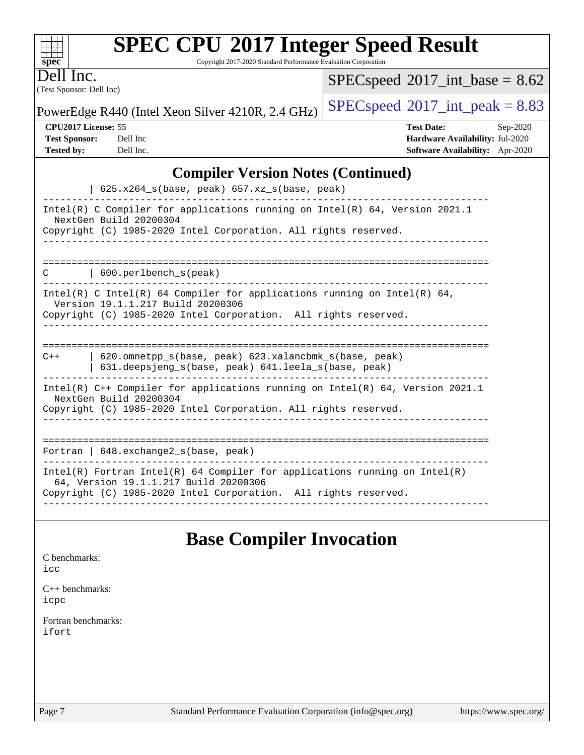## Compiler Version Notes (Continued)

```
         | 625.x264_s(base, peak) 657.xz_s(base, peak)
------------------------------------------------------------------------------
Intel(R) C Compiler for applications running on Intel(R) 64, Version 2021.1
  NextGen Build 20200304
Copyright (C) 1985-2020 Intel Corporation. All rights reserved.
------------------------------------------------------------------------------

==============================================================================
C        | 600.perlbench_s(peak)
------------------------------------------------------------------------------
Intel(R) C Intel(R) 64 Compiler for applications running on Intel(R) 64,
  Version 19.1.1.217 Build 20200306
Copyright (C) 1985-2020 Intel Corporation.  All rights reserved.
------------------------------------------------------------------------------

==============================================================================
C++      | 620.omnetpp_s(base, peak) 623.xalancbmk_s(base, peak)
         | 631.deepsjeng_s(base, peak) 641.leela_s(base, peak)
------------------------------------------------------------------------------
Intel(R) C++ Compiler for applications running on Intel(R) 64, Version 2021.1
  NextGen Build 20200304
Copyright (C) 1985-2020 Intel Corporation. All rights reserved.
------------------------------------------------------------------------------

==============================================================================
Fortran | 648.exchange2_s(base, peak)
------------------------------------------------------------------------------
Intel(R) Fortran Intel(R) 64 Compiler for applications running on Intel(R)
  64, Version 19.1.1.217 Build 20200306
Copyright (C) 1985-2020 Intel Corporation.  All rights reserved.
------------------------------------------------------------------------------
```

## Base Compiler Invocation

C benchmarks:
icc

C++ benchmarks:
icpc

Fortran benchmarks:
ifort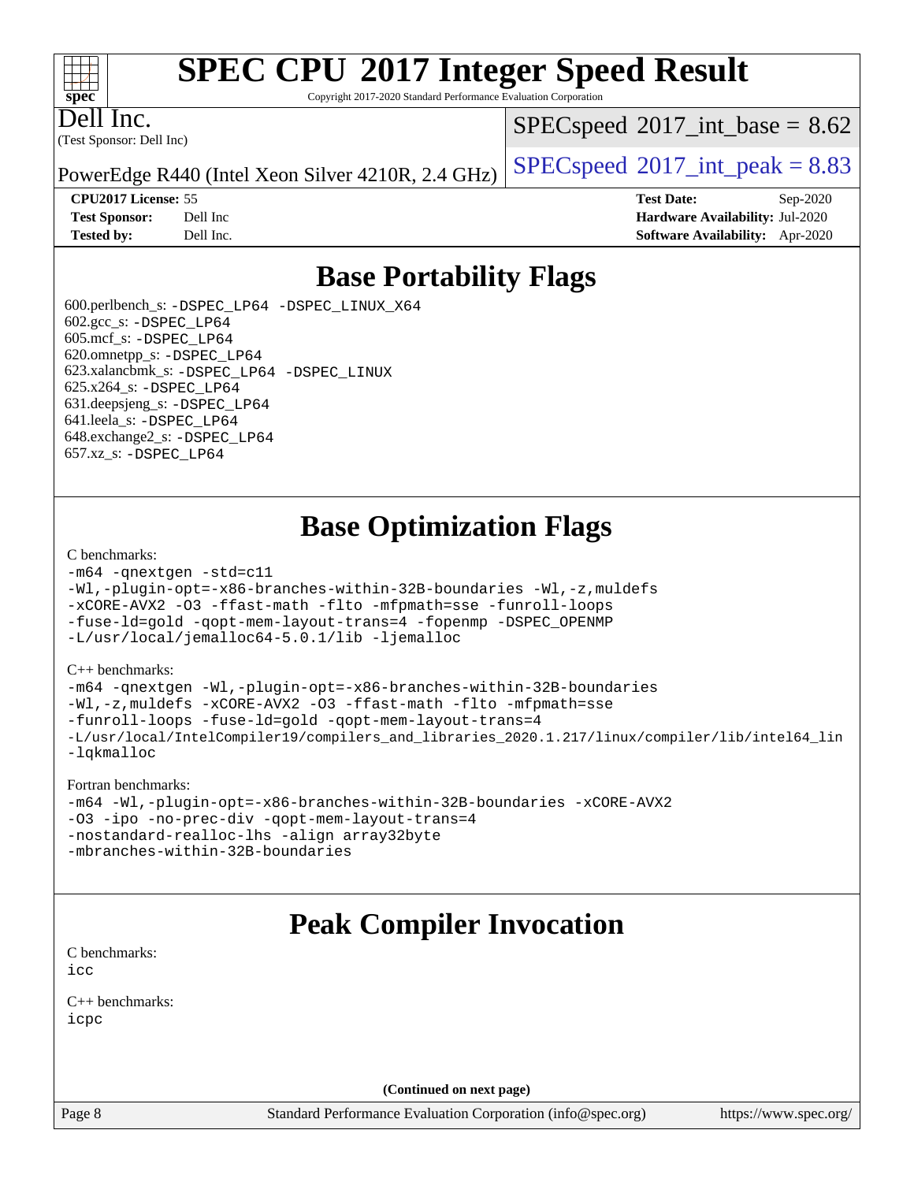# SPEC CPU 2017 Integer Speed Result

Copyright 2017-2020 Standard Performance Evaluation Corporation

Dell Inc.

(Test Sponsor: Dell Inc)

PowerEdge R440 (Intel Xeon Silver 4210R, 2.4 GHz)

SPECspeed 2017_int_base = 8.62

SPECspeed 2017_int_peak = 8.83

**CPU2017 License:** 55
**Test Sponsor:** Dell Inc
**Tested by:** Dell Inc.

**Test Date:** Sep-2020
**Hardware Availability:** Jul-2020
**Software Availability:** Apr-2020

## Base Portability Flags

600.perlbench_s: -DSPEC_LP64 -DSPEC_LINUX_X64
602.gcc_s: -DSPEC_LP64
605.mcf_s: -DSPEC_LP64
620.omnetpp_s: -DSPEC_LP64
623.xalancbmk_s: -DSPEC_LP64 -DSPEC_LINUX
625.x264_s: -DSPEC_LP64
631.deepsjeng_s: -DSPEC_LP64
641.leela_s: -DSPEC_LP64
648.exchange2_s: -DSPEC_LP64
657.xz_s: -DSPEC_LP64

## Base Optimization Flags

C benchmarks:

```
-m64 -qnextgen -std=c11
-Wl,-plugin-opt=-x86-branches-within-32B-boundaries -Wl,-z,muldefs
-xCORE-AVX2 -O3 -ffast-math -flto -mfpmath=sse -funroll-loops
-fuse-ld=gold -qopt-mem-layout-trans=4 -fopenmp -DSPEC_OPENMP
-L/usr/local/jemalloc64-5.0.1/lib -ljemalloc
```

C++ benchmarks:

```
-m64 -qnextgen -Wl,-plugin-opt=-x86-branches-within-32B-boundaries
-Wl,-z,muldefs -xCORE-AVX2 -O3 -ffast-math -flto -mfpmath=sse
-funroll-loops -fuse-ld=gold -qopt-mem-layout-trans=4
-L/usr/local/IntelCompiler19/compilers_and_libraries_2020.1.217/linux/compiler/lib/intel64_lin
-lqkmalloc
```

Fortran benchmarks:

```
-m64 -Wl,-plugin-opt=-x86-branches-within-32B-boundaries -xCORE-AVX2
-O3 -ipo -no-prec-div -qopt-mem-layout-trans=4
-nostandard-realloc-lhs -align array32byte
-mbranches-within-32B-boundaries
```

## Peak Compiler Invocation

C benchmarks:

```
icc
```

C++ benchmarks:

```
icpc
```

**(Continued on next page)**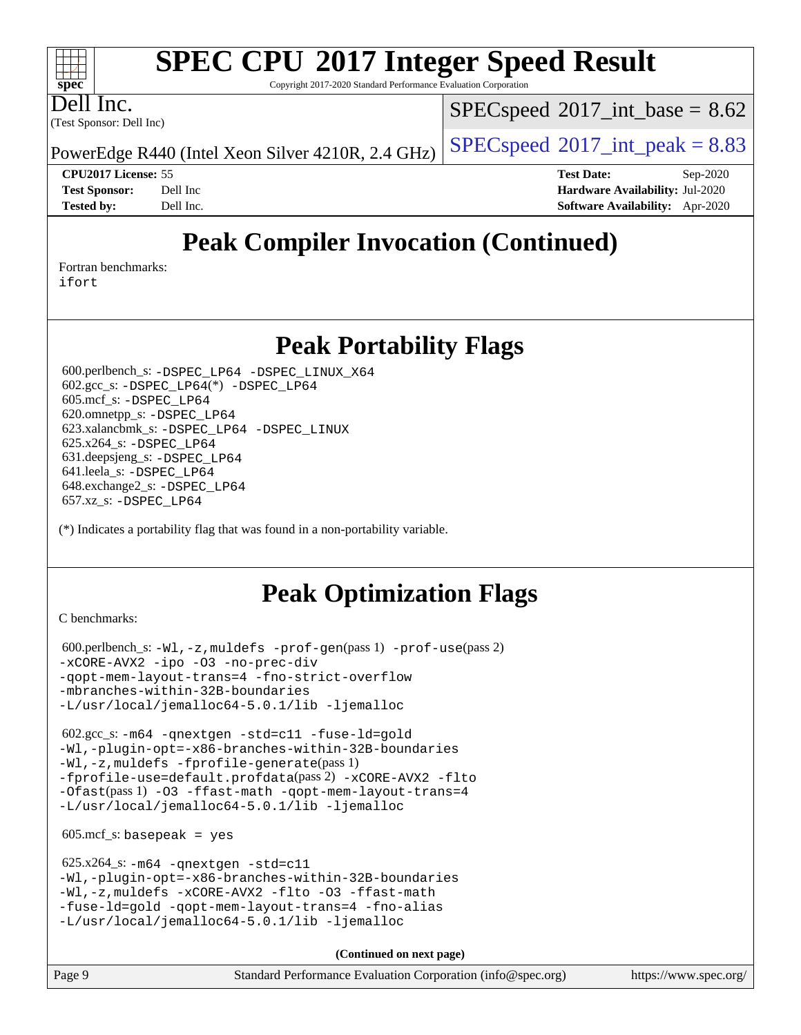# SPEC CPU 2017 Integer Speed Result

Copyright 2017-2020 Standard Performance Evaluation Corporation

Dell Inc.

(Test Sponsor: Dell Inc)

PowerEdge R440 (Intel Xeon Silver 4210R, 2.4 GHz)

SPECspeed 2017_int_base = 8.62

SPECspeed 2017_int_peak = 8.83

**CPU2017 License:** 55
**Test Sponsor:** Dell Inc
**Tested by:** Dell Inc.

**Test Date:** Sep-2020
**Hardware Availability:** Jul-2020
**Software Availability:** Apr-2020

## Peak Compiler Invocation (Continued)

Fortran benchmarks:
ifort

## Peak Portability Flags

600.perlbench_s: -DSPEC_LP64 -DSPEC_LINUX_X64
602.gcc_s: -DSPEC_LP64(*) -DSPEC_LP64
605.mcf_s: -DSPEC_LP64
620.omnetpp_s: -DSPEC_LP64
623.xalancbmk_s: -DSPEC_LP64 -DSPEC_LINUX
625.x264_s: -DSPEC_LP64
631.deepsjeng_s: -DSPEC_LP64
641.leela_s: -DSPEC_LP64
648.exchange2_s: -DSPEC_LP64
657.xz_s: -DSPEC_LP64

(*) Indicates a portability flag that was found in a non-portability variable.

## Peak Optimization Flags

C benchmarks:

600.perlbench_s: -Wl,-z,muldefs -prof-gen(pass 1) -prof-use(pass 2)
-xCORE-AVX2 -ipo -O3 -no-prec-div
-qopt-mem-layout-trans=4 -fno-strict-overflow
-mbranches-within-32B-boundaries
-L/usr/local/jemalloc64-5.0.1/lib -ljemalloc

602.gcc_s: -m64 -qnextgen -std=c11 -fuse-ld=gold
-Wl,-plugin-opt=-x86-branches-within-32B-boundaries
-Wl,-z,muldefs -fprofile-generate(pass 1)
-fprofile-use=default.profdata(pass 2) -xCORE-AVX2 -flto
-Ofast(pass 1) -O3 -ffast-math -qopt-mem-layout-trans=4
-L/usr/local/jemalloc64-5.0.1/lib -ljemalloc

605.mcf_s: basepeak = yes

625.x264_s: -m64 -qnextgen -std=c11
-Wl,-plugin-opt=-x86-branches-within-32B-boundaries
-Wl,-z,muldefs -xCORE-AVX2 -flto -O3 -ffast-math
-fuse-ld=gold -qopt-mem-layout-trans=4 -fno-alias
-L/usr/local/jemalloc64-5.0.1/lib -ljemalloc

**(Continued on next page)**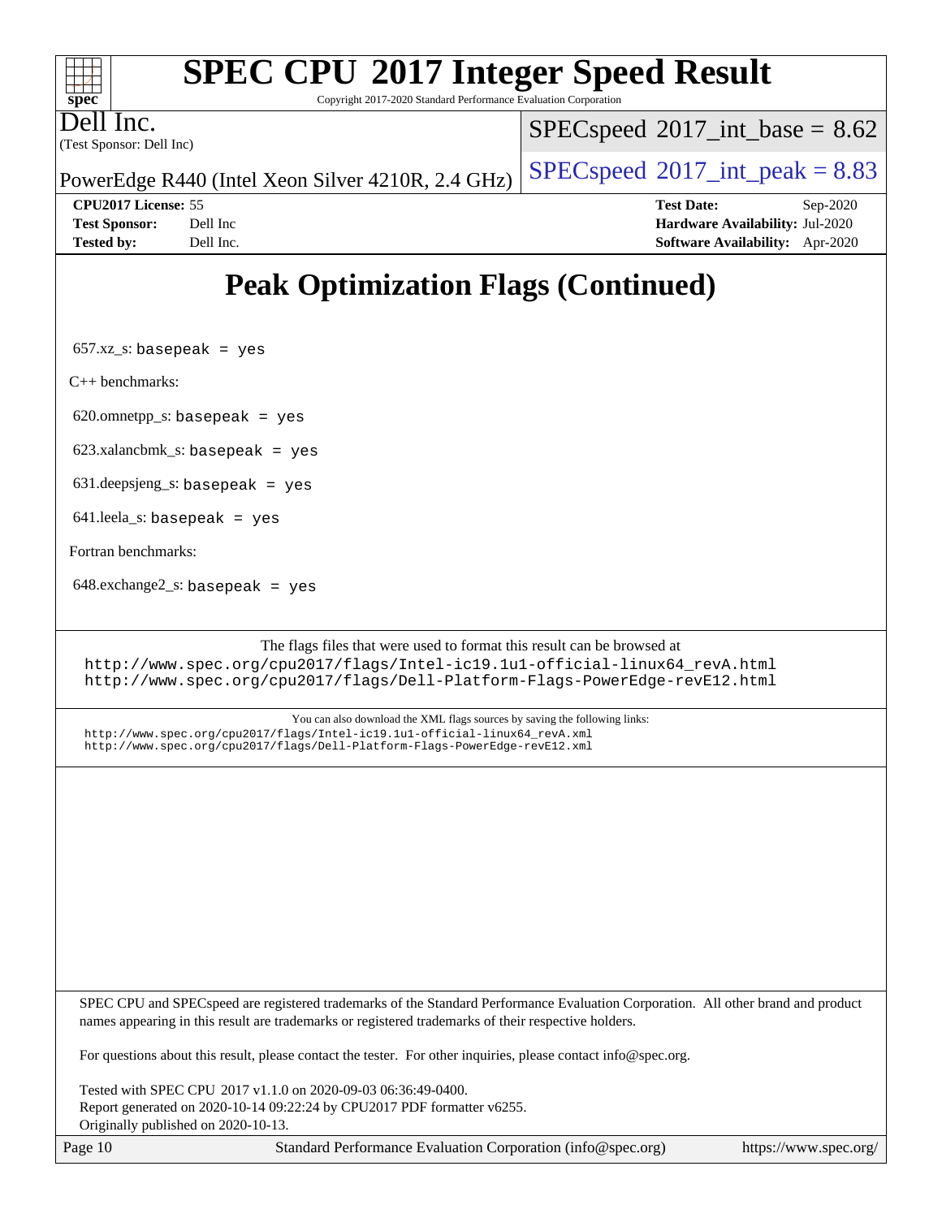# Peak Optimization Flags (Continued)

657.xz_s: basepeak = yes

C++ benchmarks:

620.omnetpp_s: basepeak = yes

623.xalancbmk_s: basepeak = yes

631.deepsjeng_s: basepeak = yes

641.leela_s: basepeak = yes

Fortran benchmarks:

648.exchange2_s: basepeak = yes

The flags files that were used to format this result can be browsed at
http://www.spec.org/cpu2017/flags/Intel-ic19.1u1-official-linux64_revA.html
http://www.spec.org/cpu2017/flags/Dell-Platform-Flags-PowerEdge-revE12.html

You can also download the XML flags sources by saving the following links:
http://www.spec.org/cpu2017/flags/Intel-ic19.1u1-official-linux64_revA.xml
http://www.spec.org/cpu2017/flags/Dell-Platform-Flags-PowerEdge-revE12.xml

SPEC CPU and SPECspeed are registered trademarks of the Standard Performance Evaluation Corporation. All other brand and product names appearing in this result are trademarks or registered trademarks of their respective holders.

For questions about this result, please contact the tester. For other inquiries, please contact info@spec.org.

Tested with SPEC CPU 2017 v1.1.0 on 2020-09-03 06:36:49-0400.
Report generated on 2020-10-14 09:22:24 by CPU2017 PDF formatter v6255.
Originally published on 2020-10-13.